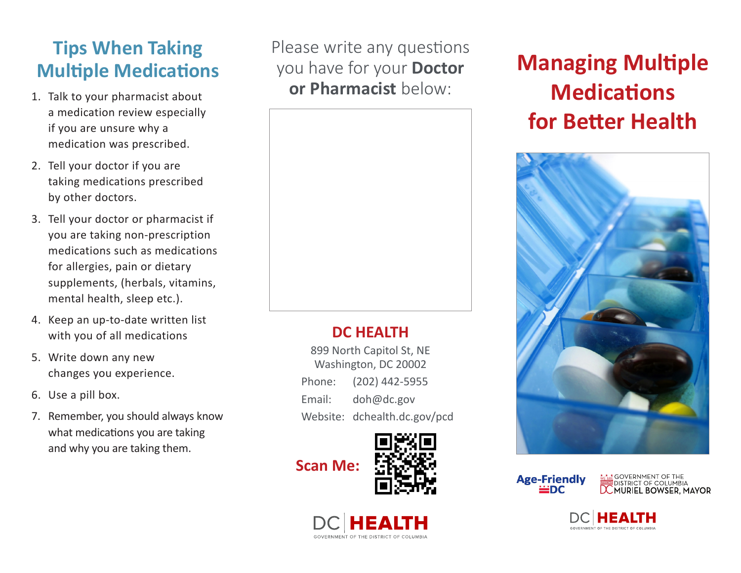## Tips When Taking Multiple Medications

1. Talk to your pharmacist about a medication review especially if you are unsure why a medication was prescribed.
2. Tell your doctor if you are taking medications prescribed by other doctors.
3. Tell your doctor or pharmacist if you are taking non-prescription medications such as medications for allergies, pain or dietary supplements, (herbals, vitamins, mental health, sleep etc.).
4. Keep an up-to-date written list with you of all medications
5. Write down any new changes you experience.
6. Use a pill box.
7. Remember, you should always know what medications you are taking and why you are taking them.

Please write any questions you have for your **Doctor or Pharmacist** below:

**DC HEALTH**

899 North Capitol St, NE
Washington, DC 20002

Phone: (202) 442-5955
Email: doh@dc.gov
Website: dchealth.dc.gov/pcd

**Scan Me:**

DC HEALTH
GOVERNMENT OF THE DISTRICT OF COLUMBIA

# Managing Multiple Medications for Better Health

Age-Friendly DC

GOVERNMENT OF THE DISTRICT OF COLUMBIA
MURIEL BOWSER, MAYOR

DC HEALTH
GOVERNMENT OF THE DISTRICT OF COLUMBIA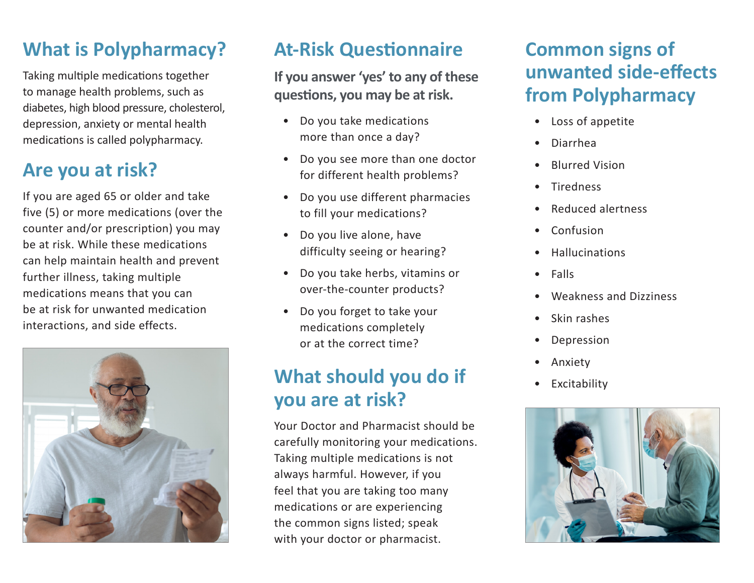## What is Polypharmacy?

Taking multiple medications together to manage health problems, such as diabetes, high blood pressure, cholesterol, depression, anxiety or mental health medications is called polypharmacy.

## Are you at risk?

If you are aged 65 or older and take five (5) or more medications (over the counter and/or prescription) you may be at risk. While these medications can help maintain health and prevent further illness, taking multiple medications means that you can be at risk for unwanted medication interactions, and side effects.

## At-Risk Questionnaire

**If you answer 'yes' to any of these questions, you may be at risk.**

- Do you take medications more than once a day?
- Do you see more than one doctor for different health problems?
- Do you use different pharmacies to fill your medications?
- Do you live alone, have difficulty seeing or hearing?
- Do you take herbs, vitamins or over-the-counter products?
- Do you forget to take your medications completely or at the correct time?

## What should you do if you are at risk?

Your Doctor and Pharmacist should be carefully monitoring your medications. Taking multiple medications is not always harmful. However, if you feel that you are taking too many medications or are experiencing the common signs listed; speak with your doctor or pharmacist.

## Common signs of unwanted side-effects from Polypharmacy

- Loss of appetite
- Diarrhea
- Blurred Vision
- Tiredness
- Reduced alertness
- Confusion
- Hallucinations
- Falls
- Weakness and Dizziness
- Skin rashes
- Depression
- Anxiety
- Excitability